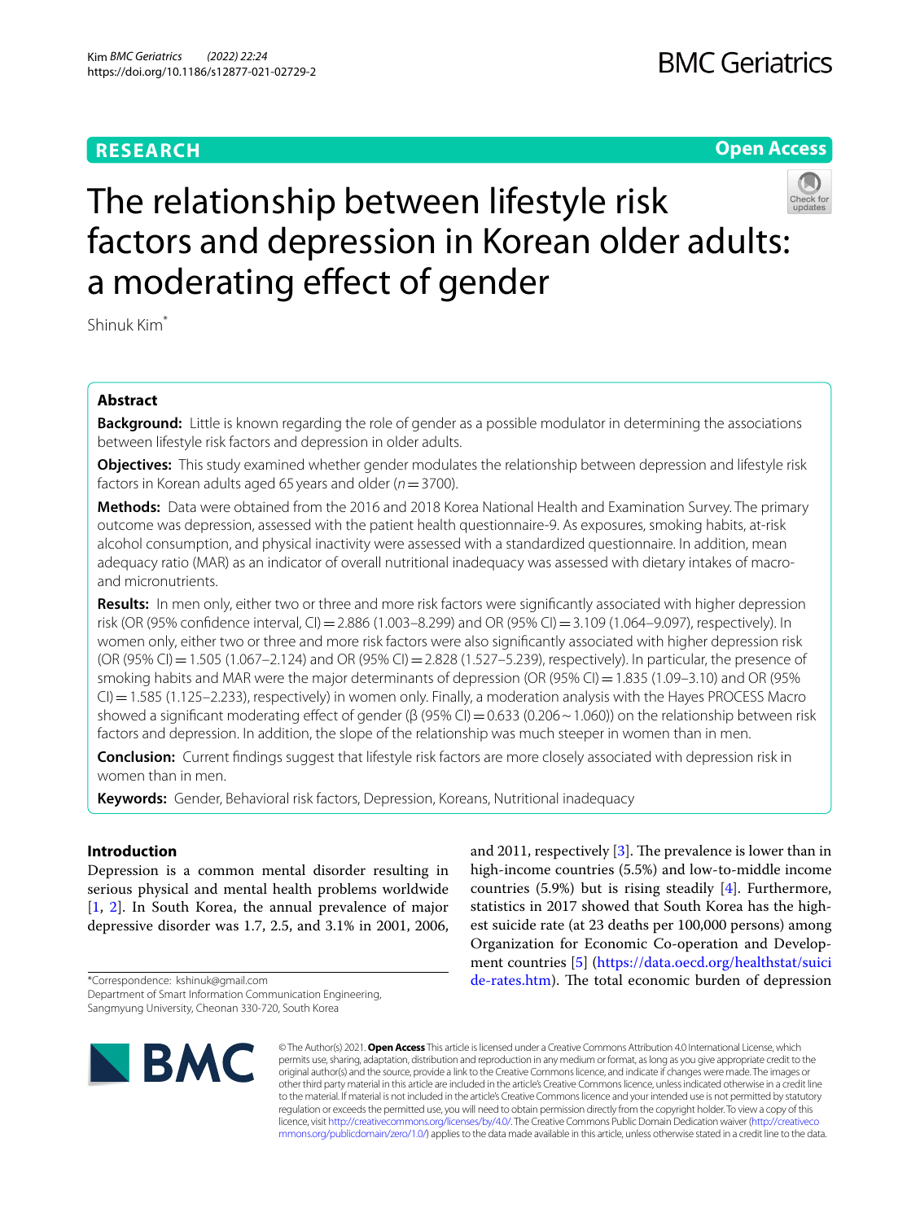**RESEARCH** **Open Access**

# The relationship between lifestyle risk factors and depression in Korean older adults: a moderating effect of gender

Shinuk Kim*

## Abstract

**Background:** Little is known regarding the role of gender as a possible modulator in determining the associations between lifestyle risk factors and depression in older adults.

**Objectives:** This study examined whether gender modulates the relationship between depression and lifestyle risk factors in Korean adults aged 65 years and older ($n = 3700$).

**Methods:** Data were obtained from the 2016 and 2018 Korea National Health and Examination Survey. The primary outcome was depression, assessed with the patient health questionnaire-9. As exposures, smoking habits, at-risk alcohol consumption, and physical inactivity were assessed with a standardized questionnaire. In addition, mean adequacy ratio (MAR) as an indicator of overall nutritional inadequacy was assessed with dietary intakes of macro- and micronutrients.

**Results:** In men only, either two or three and more risk factors were significantly associated with higher depression risk (OR (95% confidence interval, CI) = 2.886 (1.003–8.299) and OR (95% CI) = 3.109 (1.064–9.097), respectively). In women only, either two or three and more risk factors were also significantly associated with higher depression risk (OR (95% CI) = 1.505 (1.067–2.124) and OR (95% CI) = 2.828 (1.527–5.239), respectively). In particular, the presence of smoking habits and MAR were the major determinants of depression (OR (95% CI) = 1.835 (1.09–3.10) and OR (95% CI) = 1.585 (1.125–2.233), respectively) in women only. Finally, a moderation analysis with the Hayes PROCESS Macro showed a significant moderating effect of gender (β (95% CI) = 0.633 (0.206 ~ 1.060)) on the relationship between risk factors and depression. In addition, the slope of the relationship was much steeper in women than in men.

**Conclusion:** Current findings suggest that lifestyle risk factors are more closely associated with depression risk in women than in men.

**Keywords:** Gender, Behavioral risk factors, Depression, Koreans, Nutritional inadequacy

## Introduction

Depression is a common mental disorder resulting in serious physical and mental health problems worldwide [1, 2]. In South Korea, the annual prevalence of major depressive disorder was 1.7, 2.5, and 3.1% in 2001, 2006, and 2011, respectively [3]. The prevalence is lower than in high-income countries (5.5%) and low-to-middle income countries (5.9%) but is rising steadily [4]. Furthermore, statistics in 2017 showed that South Korea has the highest suicide rate (at 23 deaths per 100,000 persons) among Organization for Economic Co-operation and Development countries [5] (https://data.oecd.org/healthstat/suicide-rates.htm). The total economic burden of depression

*Correspondence: kshinuk@gmail.com
Department of Smart Information Communication Engineering, Sangmyung University, Cheonan 330-720, South Korea

© The Author(s) 2021. **Open Access** This article is licensed under a Creative Commons Attribution 4.0 International License, which permits use, sharing, adaptation, distribution and reproduction in any medium or format, as long as you give appropriate credit to the original author(s) and the source, provide a link to the Creative Commons licence, and indicate if changes were made. The images or other third party material in this article are included in the article's Creative Commons licence, unless indicated otherwise in a credit line to the material. If material is not included in the article's Creative Commons licence and your intended use is not permitted by statutory regulation or exceeds the permitted use, you will need to obtain permission directly from the copyright holder. To view a copy of this licence, visit http://creativecommons.org/licenses/by/4.0/. The Creative Commons Public Domain Dedication waiver (http://creativecommons.org/publicdomain/zero/1.0/) applies to the data made available in this article, unless otherwise stated in a credit line to the data.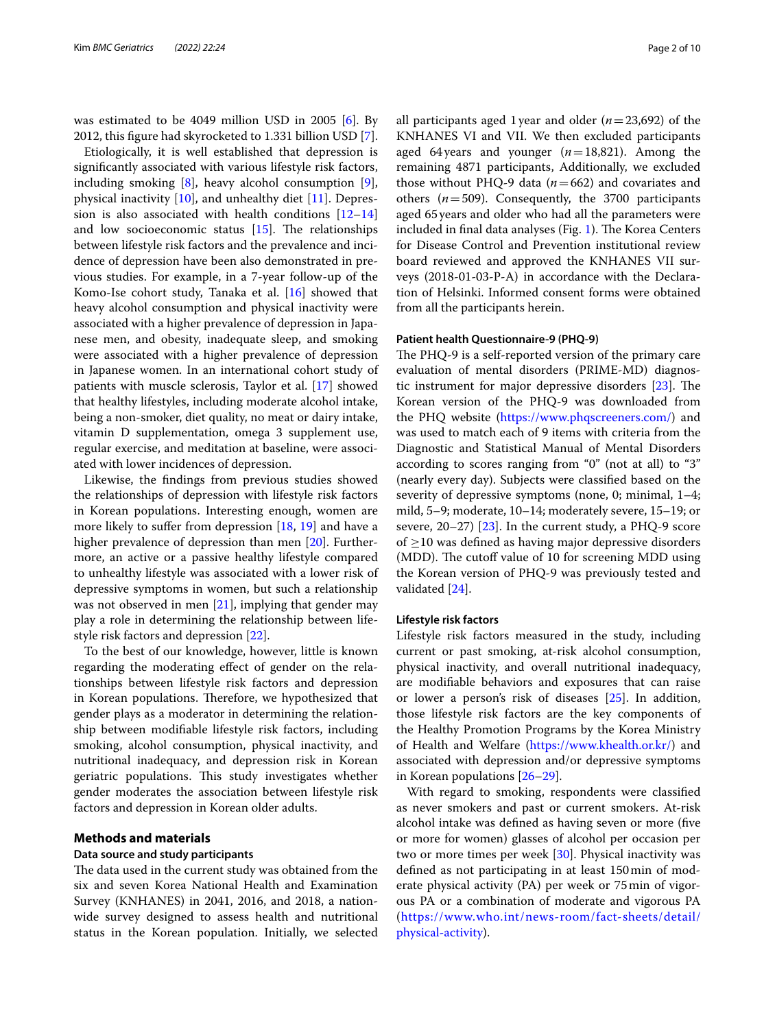was estimated to be 4049 million USD in 2005 [6]. By 2012, this figure had skyrocketed to 1.331 billion USD [7].

Etiologically, it is well established that depression is significantly associated with various lifestyle risk factors, including smoking [8], heavy alcohol consumption [9], physical inactivity [10], and unhealthy diet [11]. Depression is also associated with health conditions [12–14] and low socioeconomic status [15]. The relationships between lifestyle risk factors and the prevalence and incidence of depression have been also demonstrated in previous studies. For example, in a 7-year follow-up of the Komo-Ise cohort study, Tanaka et al. [16] showed that heavy alcohol consumption and physical inactivity were associated with a higher prevalence of depression in Japanese men, and obesity, inadequate sleep, and smoking were associated with a higher prevalence of depression in Japanese women. In an international cohort study of patients with muscle sclerosis, Taylor et al. [17] showed that healthy lifestyles, including moderate alcohol intake, being a non-smoker, diet quality, no meat or dairy intake, vitamin D supplementation, omega 3 supplement use, regular exercise, and meditation at baseline, were associated with lower incidences of depression.

Likewise, the findings from previous studies showed the relationships of depression with lifestyle risk factors in Korean populations. Interesting enough, women are more likely to suffer from depression [18, 19] and have a higher prevalence of depression than men [20]. Furthermore, an active or a passive healthy lifestyle compared to unhealthy lifestyle was associated with a lower risk of depressive symptoms in women, but such a relationship was not observed in men [21], implying that gender may play a role in determining the relationship between lifestyle risk factors and depression [22].

To the best of our knowledge, however, little is known regarding the moderating effect of gender on the relationships between lifestyle risk factors and depression in Korean populations. Therefore, we hypothesized that gender plays as a moderator in determining the relationship between modifiable lifestyle risk factors, including smoking, alcohol consumption, physical inactivity, and nutritional inadequacy, and depression risk in Korean geriatric populations. This study investigates whether gender moderates the association between lifestyle risk factors and depression in Korean older adults.

## Methods and materials

### Data source and study participants

The data used in the current study was obtained from the six and seven Korea National Health and Examination Survey (KNHANES) in 2041, 2016, and 2018, a nationwide survey designed to assess health and nutritional status in the Korean population. Initially, we selected all participants aged 1 year and older ($n = 23{,}692$) of the KNHANES VI and VII. We then excluded participants aged 64 years and younger ($n = 18{,}821$). Among the remaining 4871 participants, Additionally, we excluded those without PHQ-9 data ($n = 662$) and covariates and others ($n = 509$). Consequently, the 3700 participants aged 65 years and older who had all the parameters were included in final data analyses (Fig. 1). The Korea Centers for Disease Control and Prevention institutional review board reviewed and approved the KNHANES VII surveys (2018-01-03-P-A) in accordance with the Declaration of Helsinki. Informed consent forms were obtained from all the participants herein.

### Patient health Questionnaire-9 (PHQ-9)

The PHQ-9 is a self-reported version of the primary care evaluation of mental disorders (PRIME-MD) diagnostic instrument for major depressive disorders [23]. The Korean version of the PHQ-9 was downloaded from the PHQ website (https://www.phqscreeners.com/) and was used to match each of 9 items with criteria from the Diagnostic and Statistical Manual of Mental Disorders according to scores ranging from "0" (not at all) to "3" (nearly every day). Subjects were classified based on the severity of depressive symptoms (none, 0; minimal, 1–4; mild, 5–9; moderate, 10–14; moderately severe, 15–19; or severe, 20–27) [23]. In the current study, a PHQ-9 score of $\geq 10$ was defined as having major depressive disorders (MDD). The cutoff value of 10 for screening MDD using the Korean version of PHQ-9 was previously tested and validated [24].

### Lifestyle risk factors

Lifestyle risk factors measured in the study, including current or past smoking, at-risk alcohol consumption, physical inactivity, and overall nutritional inadequacy, are modifiable behaviors and exposures that can raise or lower a person's risk of diseases [25]. In addition, those lifestyle risk factors are the key components of the Healthy Promotion Programs by the Korea Ministry of Health and Welfare (https://www.khealth.or.kr/) and associated with depression and/or depressive symptoms in Korean populations [26–29].

With regard to smoking, respondents were classified as never smokers and past or current smokers. At-risk alcohol intake was defined as having seven or more (five or more for women) glasses of alcohol per occasion per two or more times per week [30]. Physical inactivity was defined as not participating in at least 150 min of moderate physical activity (PA) per week or 75 min of vigorous PA or a combination of moderate and vigorous PA (https://www.who.int/news-room/fact-sheets/detail/physical-activity).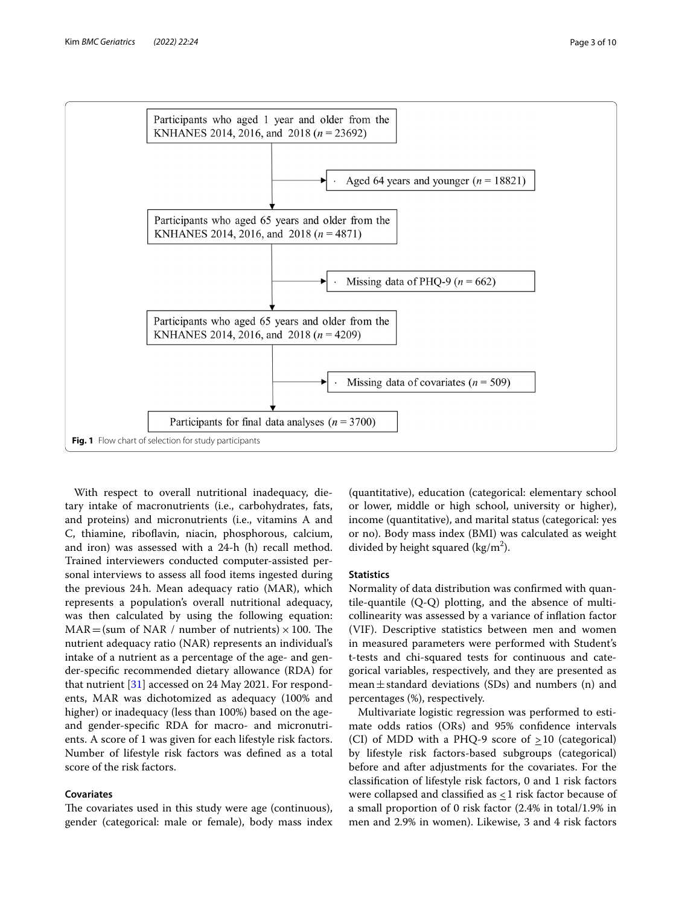Participants who aged 1 year and older from the KNHANES 2014, 2016, and 2018 ($n = 23692$)

· Aged 64 years and younger ($n = 18821$)

Participants who aged 65 years and older from the KNHANES 2014, 2016, and 2018 ($n = 4871$)

· Missing data of PHQ-9 ($n = 662$)

Participants who aged 65 years and older from the KNHANES 2014, 2016, and 2018 ($n = 4209$)

· Missing data of covariates ($n = 509$)

Participants for final data analyses ($n = 3700$)

**Fig. 1** Flow chart of selection for study participants

With respect to overall nutritional inadequacy, dietary intake of macronutrients (i.e., carbohydrates, fats, and proteins) and micronutrients (i.e., vitamins A and C, thiamine, riboflavin, niacin, phosphorous, calcium, and iron) was assessed with a 24-h (h) recall method. Trained interviewers conducted computer-assisted personal interviews to assess all food items ingested during the previous 24 h. Mean adequacy ratio (MAR), which represents a population's overall nutritional adequacy, was then calculated by using the following equation: $\text{MAR} = (\text{sum of NAR} / \text{number of nutrients}) \times 100$. The nutrient adequacy ratio (NAR) represents an individual's intake of a nutrient as a percentage of the age- and gender-specific recommended dietary allowance (RDA) for that nutrient [31] accessed on 24 May 2021. For respondents, MAR was dichotomized as adequacy (100% and higher) or inadequacy (less than 100%) based on the age- and gender-specific RDA for macro- and micronutrients. A score of 1 was given for each lifestyle risk factors. Number of lifestyle risk factors was defined as a total score of the risk factors.

### Covariates

The covariates used in this study were age (continuous), gender (categorical: male or female), body mass index (quantitative), education (categorical: elementary school or lower, middle or high school, university or higher), income (quantitative), and marital status (categorical: yes or no). Body mass index (BMI) was calculated as weight divided by height squared ($\text{kg/m}^2$).

### Statistics

Normality of data distribution was confirmed with quantile-quantile (Q-Q) plotting, and the absence of multicollinearity was assessed by a variance of inflation factor (VIF). Descriptive statistics between men and women in measured parameters were performed with Student's t-tests and chi-squared tests for continuous and categorical variables, respectively, and they are presented as mean ± standard deviations (SDs) and numbers (n) and percentages (%), respectively.

Multivariate logistic regression was performed to estimate odds ratios (ORs) and 95% confidence intervals (CI) of MDD with a PHQ-9 score of $\geq 10$ (categorical) by lifestyle risk factors-based subgroups (categorical) before and after adjustments for the covariates. For the classification of lifestyle risk factors, 0 and 1 risk factors were collapsed and classified as $\leq 1$ risk factor because of a small proportion of 0 risk factor (2.4% in total/1.9% in men and 2.9% in women). Likewise, 3 and 4 risk factors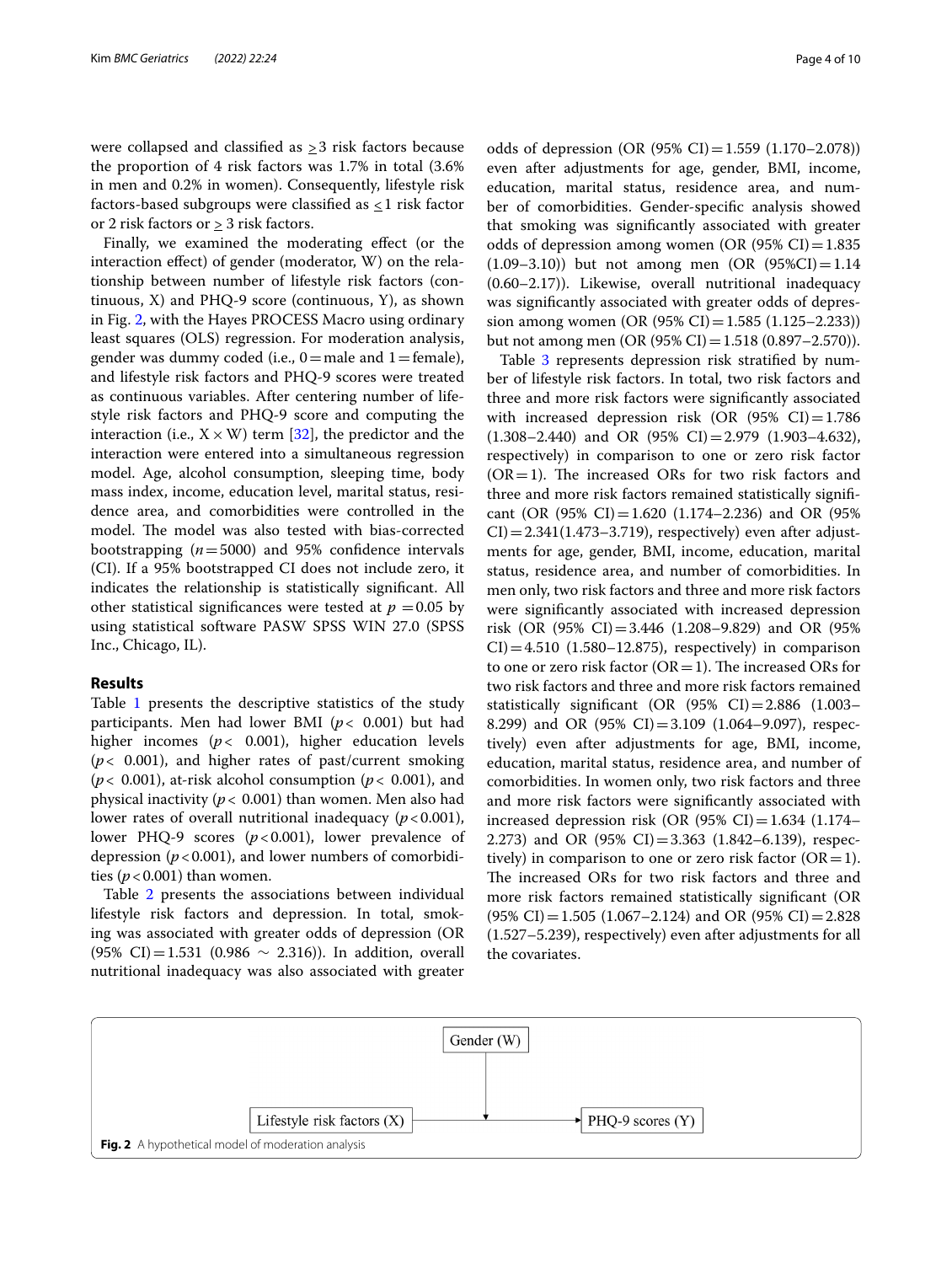were collapsed and classified as ≥3 risk factors because the proportion of 4 risk factors was 1.7% in total (3.6% in men and 0.2% in women). Consequently, lifestyle risk factors-based subgroups were classified as ≤1 risk factor or 2 risk factors or ≥ 3 risk factors.

Finally, we examined the moderating effect (or the interaction effect) of gender (moderator, W) on the relationship between number of lifestyle risk factors (continuous, X) and PHQ-9 score (continuous, Y), as shown in Fig. 2, with the Hayes PROCESS Macro using ordinary least squares (OLS) regression. For moderation analysis, gender was dummy coded (i.e., 0 = male and 1 = female), and lifestyle risk factors and PHQ-9 scores were treated as continuous variables. After centering number of lifestyle risk factors and PHQ-9 score and computing the interaction (i.e., X × W) term [32], the predictor and the interaction were entered into a simultaneous regression model. Age, alcohol consumption, sleeping time, body mass index, income, education level, marital status, residence area, and comorbidities were controlled in the model. The model was also tested with bias-corrected bootstrapping ($n = 5000$) and 95% confidence intervals (CI). If a 95% bootstrapped CI does not include zero, it indicates the relationship is statistically significant. All other statistical significances were tested at $p = 0.05$ by using statistical software PASW SPSS WIN 27.0 (SPSS Inc., Chicago, IL).

## Results

Table 1 presents the descriptive statistics of the study participants. Men had lower BMI ($p < 0.001$) but had higher incomes ($p < 0.001$), higher education levels ($p < 0.001$), and higher rates of past/current smoking ($p < 0.001$), at-risk alcohol consumption ($p < 0.001$), and physical inactivity ($p < 0.001$) than women. Men also had lower rates of overall nutritional inadequacy ($p < 0.001$), lower PHQ-9 scores ($p < 0.001$), lower prevalence of depression ($p < 0.001$), and lower numbers of comorbidities ($p < 0.001$) than women.

Table 2 presents the associations between individual lifestyle risk factors and depression. In total, smoking was associated with greater odds of depression (OR (95% CI) = 1.531 (0.986 ~ 2.316)). In addition, overall nutritional inadequacy was also associated with greater odds of depression (OR (95% CI) = 1.559 (1.170–2.078)) even after adjustments for age, gender, BMI, income, education, marital status, residence area, and number of comorbidities. Gender-specific analysis showed that smoking was significantly associated with greater odds of depression among women (OR (95% CI) = 1.835 (1.09–3.10)) but not among men (OR (95%CI) = 1.14 (0.60–2.17)). Likewise, overall nutritional inadequacy was significantly associated with greater odds of depression among women (OR (95% CI) = 1.585 (1.125–2.233)) but not among men (OR (95% CI) = 1.518 (0.897–2.570)).

Table 3 represents depression risk stratified by number of lifestyle risk factors. In total, two risk factors and three and more risk factors were significantly associated with increased depression risk (OR (95% CI) = 1.786 (1.308–2.440) and OR (95% CI) = 2.979 (1.903–4.632), respectively) in comparison to one or zero risk factor (OR = 1). The increased ORs for two risk factors and three and more risk factors remained statistically significant (OR (95% CI) = 1.620 (1.174–2.236) and OR (95% CI) = 2.341(1.473–3.719), respectively) even after adjustments for age, gender, BMI, income, education, marital status, residence area, and number of comorbidities. In men only, two risk factors and three and more risk factors were significantly associated with increased depression risk (OR (95% CI) = 3.446 (1.208–9.829) and OR (95% CI) = 4.510 (1.580–12.875), respectively) in comparison to one or zero risk factor (OR = 1). The increased ORs for two risk factors and three and more risk factors remained statistically significant (OR (95% CI) = 2.886 (1.003–8.299) and OR (95% CI) = 3.109 (1.064–9.097), respectively) even after adjustments for age, BMI, income, education, marital status, residence area, and number of comorbidities. In women only, two risk factors and three and more risk factors were significantly associated with increased depression risk (OR (95% CI) = 1.634 (1.174–2.273) and OR (95% CI) = 3.363 (1.842–6.139), respectively) in comparison to one or zero risk factor (OR = 1). The increased ORs for two risk factors and three and more risk factors remained statistically significant (OR (95% CI) = 1.505 (1.067–2.124) and OR (95% CI) = 2.828 (1.527–5.239), respectively) even after adjustments for all the covariates.

Gender (W)

Lifestyle risk factors (X) → PHQ-9 scores (Y)

**Fig. 2** A hypothetical model of moderation analysis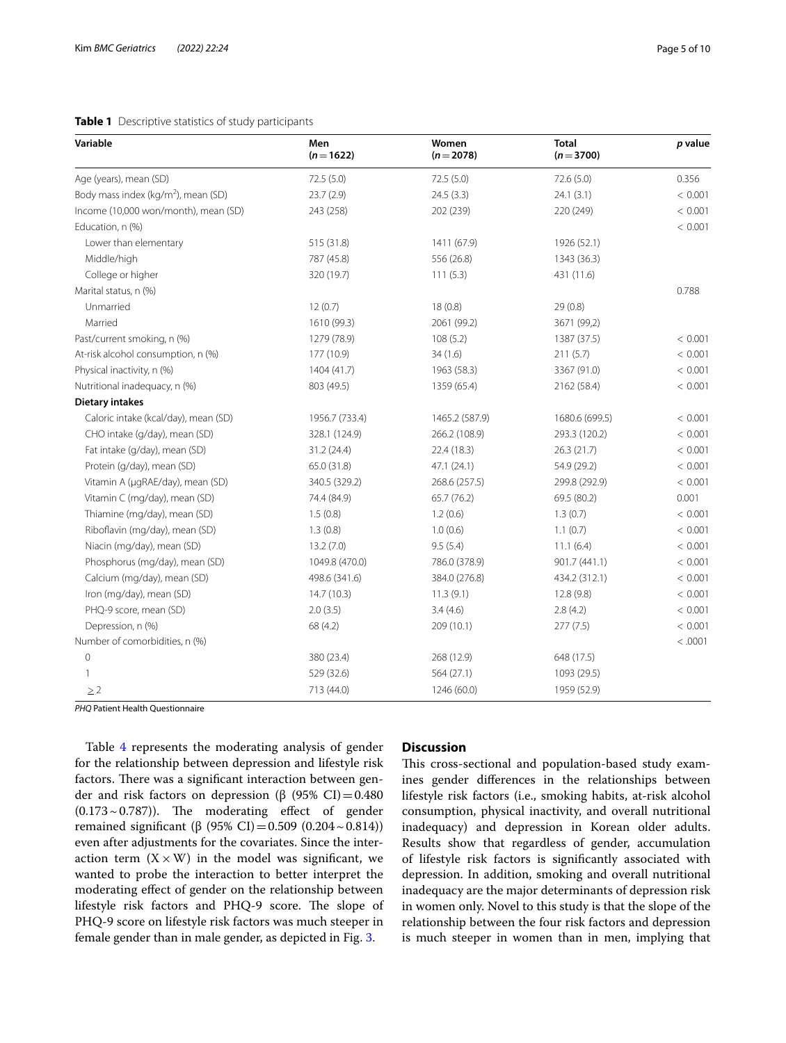**Table 1** Descriptive statistics of study participants

| Variable | Men ($n=1622$) | Women ($n=2078$) | Total ($n=3700$) | *p* value |
|---|---|---|---|---|
| Age (years), mean (SD) | 72.5 (5.0) | 72.5 (5.0) | 72.6 (5.0) | 0.356 |
| Body mass index (kg/m$^2$), mean (SD) | 23.7 (2.9) | 24.5 (3.3) | 24.1 (3.1) | < 0.001 |
| Income (10,000 won/month), mean (SD) | 243 (258) | 202 (239) | 220 (249) | < 0.001 |
| Education, n (%) | | | | < 0.001 |
| Lower than elementary | 515 (31.8) | 1411 (67.9) | 1926 (52.1) | |
| Middle/high | 787 (45.8) | 556 (26.8) | 1343 (36.3) | |
| College or higher | 320 (19.7) | 111 (5.3) | 431 (11.6) | |
| Marital status, n (%) | | | | 0.788 |
| Unmarried | 12 (0.7) | 18 (0.8) | 29 (0.8) | |
| Married | 1610 (99.3) | 2061 (99.2) | 3671 (99,2) | |
| Past/current smoking, n (%) | 1279 (78.9) | 108 (5.2) | 1387 (37.5) | < 0.001 |
| At-risk alcohol consumption, n (%) | 177 (10.9) | 34 (1.6) | 211 (5.7) | < 0.001 |
| Physical inactivity, n (%) | 1404 (41.7) | 1963 (58.3) | 3367 (91.0) | < 0.001 |
| Nutritional inadequacy, n (%) | 803 (49.5) | 1359 (65.4) | 2162 (58.4) | < 0.001 |
| **Dietary intakes** | | | | |
| Caloric intake (kcal/day), mean (SD) | 1956.7 (733.4) | 1465.2 (587.9) | 1680.6 (699.5) | < 0.001 |
| CHO intake (g/day), mean (SD) | 328.1 (124.9) | 266.2 (108.9) | 293.3 (120.2) | < 0.001 |
| Fat intake (g/day), mean (SD) | 31.2 (24.4) | 22.4 (18.3) | 26.3 (21.7) | < 0.001 |
| Protein (g/day), mean (SD) | 65.0 (31.8) | 47.1 (24.1) | 54.9 (29.2) | < 0.001 |
| Vitamin A (μgRAE/day), mean (SD) | 340.5 (329.2) | 268.6 (257.5) | 299.8 (292.9) | < 0.001 |
| Vitamin C (mg/day), mean (SD) | 74.4 (84.9) | 65.7 (76.2) | 69.5 (80.2) | 0.001 |
| Thiamine (mg/day), mean (SD) | 1.5 (0.8) | 1.2 (0.6) | 1.3 (0.7) | < 0.001 |
| Riboflavin (mg/day), mean (SD) | 1.3 (0.8) | 1.0 (0.6) | 1.1 (0.7) | < 0.001 |
| Niacin (mg/day), mean (SD) | 13.2 (7.0) | 9.5 (5.4) | 11.1 (6.4) | < 0.001 |
| Phosphorus (mg/day), mean (SD) | 1049.8 (470.0) | 786.0 (378.9) | 901.7 (441.1) | < 0.001 |
| Calcium (mg/day), mean (SD) | 498.6 (341.6) | 384.0 (276.8) | 434.2 (312.1) | < 0.001 |
| Iron (mg/day), mean (SD) | 14.7 (10.3) | 11.3 (9.1) | 12.8 (9.8) | < 0.001 |
| PHQ-9 score, mean (SD) | 2.0 (3.5) | 3.4 (4.6) | 2.8 (4.2) | < 0.001 |
| Depression, n (%) | 68 (4.2) | 209 (10.1) | 277 (7.5) | < 0.001 |
| Number of comorbidities, n (%) | | | | < .0001 |
| 0 | 380 (23.4) | 268 (12.9) | 648 (17.5) | |
| 1 | 529 (32.6) | 564 (27.1) | 1093 (29.5) | |
| ≥ 2 | 713 (44.0) | 1246 (60.0) | 1959 (52.9) | |

*PHQ* Patient Health Questionnaire

Table 4 represents the moderating analysis of gender for the relationship between depression and lifestyle risk factors. There was a significant interaction between gender and risk factors on depression (β (95% CI) = 0.480 (0.173 ~ 0.787)). The moderating effect of gender remained significant (β (95% CI) = 0.509 (0.204 ~ 0.814)) even after adjustments for the covariates. Since the interaction term ($X \times W$) in the model was significant, we wanted to probe the interaction to better interpret the moderating effect of gender on the relationship between lifestyle risk factors and PHQ-9 score. The slope of PHQ-9 score on lifestyle risk factors was much steeper in female gender than in male gender, as depicted in Fig. 3.

## Discussion

This cross-sectional and population-based study examines gender differences in the relationships between lifestyle risk factors (i.e., smoking habits, at-risk alcohol consumption, physical inactivity, and overall nutritional inadequacy) and depression in Korean older adults. Results show that regardless of gender, accumulation of lifestyle risk factors is significantly associated with depression. In addition, smoking and overall nutritional inadequacy are the major determinants of depression risk in women only. Novel to this study is that the slope of the relationship between the four risk factors and depression is much steeper in women than in men, implying that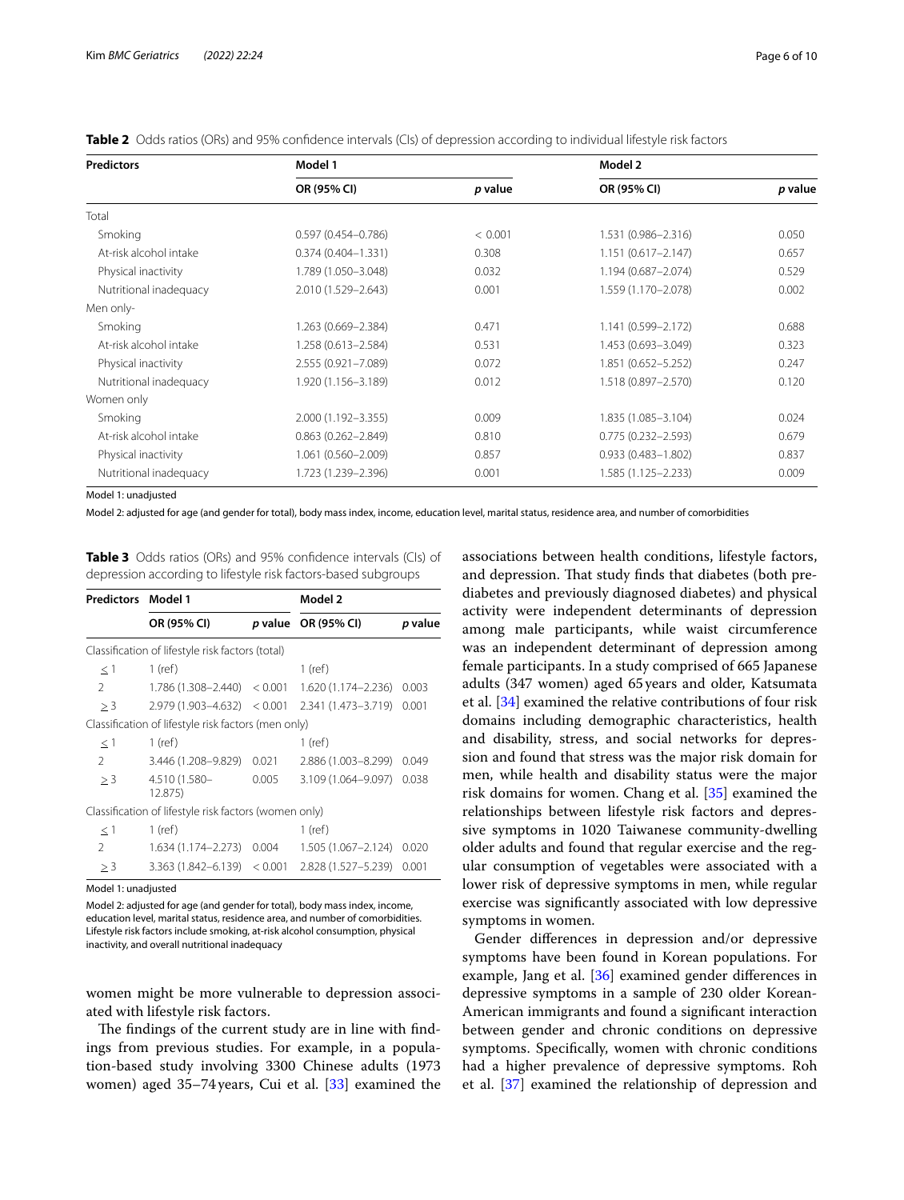**Table 2** Odds ratios (ORs) and 95% confidence intervals (CIs) of depression according to individual lifestyle risk factors

| Predictors | Model 1 | | Model 2 | |
|---|---|---|---|---|
| | OR (95% CI) | *p* value | OR (95% CI) | *p* value |
| Total | | | | |
| Smoking | 0.597 (0.454–0.786) | < 0.001 | 1.531 (0.986–2.316) | 0.050 |
| At-risk alcohol intake | 0.374 (0.404–1.331) | 0.308 | 1.151 (0.617–2.147) | 0.657 |
| Physical inactivity | 1.789 (1.050–3.048) | 0.032 | 1.194 (0.687–2.074) | 0.529 |
| Nutritional inadequacy | 2.010 (1.529–2.643) | 0.001 | 1.559 (1.170–2.078) | 0.002 |
| Men only- | | | | |
| Smoking | 1.263 (0.669–2.384) | 0.471 | 1.141 (0.599–2.172) | 0.688 |
| At-risk alcohol intake | 1.258 (0.613–2.584) | 0.531 | 1.453 (0.693–3.049) | 0.323 |
| Physical inactivity | 2.555 (0.921–7.089) | 0.072 | 1.851 (0.652–5.252) | 0.247 |
| Nutritional inadequacy | 1.920 (1.156–3.189) | 0.012 | 1.518 (0.897–2.570) | 0.120 |
| Women only | | | | |
| Smoking | 2.000 (1.192–3.355) | 0.009 | 1.835 (1.085–3.104) | 0.024 |
| At-risk alcohol intake | 0.863 (0.262–2.849) | 0.810 | 0.775 (0.232–2.593) | 0.679 |
| Physical inactivity | 1.061 (0.560–2.009) | 0.857 | 0.933 (0.483–1.802) | 0.837 |
| Nutritional inadequacy | 1.723 (1.239–2.396) | 0.001 | 1.585 (1.125–2.233) | 0.009 |

Model 1: unadjusted

Model 2: adjusted for age (and gender for total), body mass index, income, education level, marital status, residence area, and number of comorbidities

**Table 3** Odds ratios (ORs) and 95% confidence intervals (CIs) of depression according to lifestyle risk factors-based subgroups

| Predictors | Model 1 | | Model 2 | |
|---|---|---|---|---|
| | OR (95% CI) | *p* value | OR (95% CI) | *p* value |
| Classification of lifestyle risk factors (total) | | | | |
| ≤ 1 | 1 (ref) | | 1 (ref) | |
| 2 | 1.786 (1.308–2.440) | < 0.001 | 1.620 (1.174–2.236) | 0.003 |
| ≥ 3 | 2.979 (1.903–4.632) | < 0.001 | 2.341 (1.473–3.719) | 0.001 |
| Classification of lifestyle risk factors (men only) | | | | |
| ≤ 1 | 1 (ref) | | 1 (ref) | |
| 2 | 3.446 (1.208–9.829) | 0.021 | 2.886 (1.003–8.299) | 0.049 |
| ≥ 3 | 4.510 (1.580–12.875) | 0.005 | 3.109 (1.064–9.097) | 0.038 |
| Classification of lifestyle risk factors (women only) | | | | |
| ≤ 1 | 1 (ref) | | 1 (ref) | |
| 2 | 1.634 (1.174–2.273) | 0.004 | 1.505 (1.067–2.124) | 0.020 |
| ≥ 3 | 3.363 (1.842–6.139) | < 0.001 | 2.828 (1.527–5.239) | 0.001 |

Model 1: unadjusted

Model 2: adjusted for age (and gender for total), body mass index, income, education level, marital status, residence area, and number of comorbidities. Lifestyle risk factors include smoking, at-risk alcohol consumption, physical inactivity, and overall nutritional inadequacy

women might be more vulnerable to depression associated with lifestyle risk factors.

The findings of the current study are in line with findings from previous studies. For example, in a population-based study involving 3300 Chinese adults (1973 women) aged 35–74 years, Cui et al. [33] examined the associations between health conditions, lifestyle factors, and depression. That study finds that diabetes (both pre-diabetes and previously diagnosed diabetes) and physical activity were independent determinants of depression among male participants, while waist circumference was an independent determinant of depression among female participants. In a study comprised of 665 Japanese adults (347 women) aged 65 years and older, Katsumata et al. [34] examined the relative contributions of four risk domains including demographic characteristics, health and disability, stress, and social networks for depression and found that stress was the major risk domain for men, while health and disability status were the major risk domains for women. Chang et al. [35] examined the relationships between lifestyle risk factors and depressive symptoms in 1020 Taiwanese community-dwelling older adults and found that regular exercise and the regular consumption of vegetables were associated with a lower risk of depressive symptoms in men, while regular exercise was significantly associated with low depressive symptoms in women.

Gender differences in depression and/or depressive symptoms have been found in Korean populations. For example, Jang et al. [36] examined gender differences in depressive symptoms in a sample of 230 older Korean-American immigrants and found a significant interaction between gender and chronic conditions on depressive symptoms. Specifically, women with chronic conditions had a higher prevalence of depressive symptoms. Roh et al. [37] examined the relationship of depression and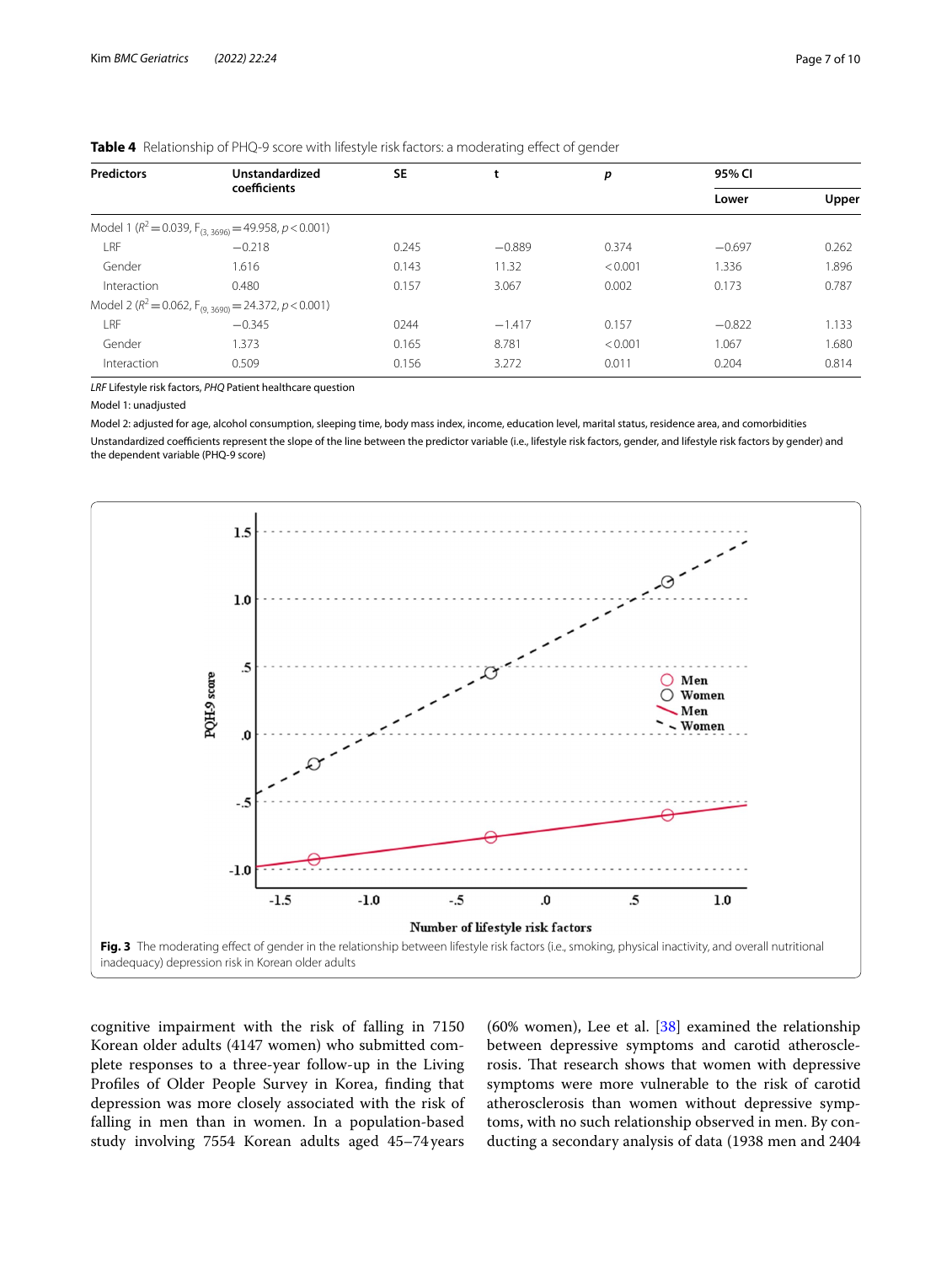**Table 4** Relationship of PHQ-9 score with lifestyle risk factors: a moderating effect of gender

| Predictors | Unstandardized coefficients | SE | t | p | 95% CI | |
|---|---|---|---|---|---|---|
| | | | | | Lower | Upper |
| Model 1 ($R^2 = 0.039$, $F_{(3, 3696)} = 49.958$, $p < 0.001$) | | | | | | |
| LRF | −0.218 | 0.245 | −0.889 | 0.374 | −0.697 | 0.262 |
| Gender | 1.616 | 0.143 | 11.32 | < 0.001 | 1.336 | 1.896 |
| Interaction | 0.480 | 0.157 | 3.067 | 0.002 | 0.173 | 0.787 |
| Model 2 ($R^2 = 0.062$, $F_{(9, 3690)} = 24.372$, $p < 0.001$) | | | | | | |
| LRF | −0.345 | 0244 | −1.417 | 0.157 | −0.822 | 1.133 |
| Gender | 1.373 | 0.165 | 8.781 | < 0.001 | 1.067 | 1.680 |
| Interaction | 0.509 | 0.156 | 3.272 | 0.011 | 0.204 | 0.814 |

*LRF* Lifestyle risk factors, *PHQ* Patient healthcare question

Model 1: unadjusted

Model 2: adjusted for age, alcohol consumption, sleeping time, body mass index, income, education level, marital status, residence area, and comorbidities

Unstandardized coefficients represent the slope of the line between the predictor variable (i.e., lifestyle risk factors, gender, and lifestyle risk factors by gender) and the dependent variable (PHQ-9 score)

**Fig. 3** The moderating effect of gender in the relationship between lifestyle risk factors (i.e., smoking, physical inactivity, and overall nutritional inadequacy) depression risk in Korean older adults

cognitive impairment with the risk of falling in 7150 Korean older adults (4147 women) who submitted complete responses to a three-year follow-up in the Living Profiles of Older People Survey in Korea, finding that depression was more closely associated with the risk of falling in men than in women. In a population-based study involving 7554 Korean adults aged 45–74 years (60% women), Lee et al. [38] examined the relationship between depressive symptoms and carotid atherosclerosis. That research shows that women with depressive symptoms were more vulnerable to the risk of carotid atherosclerosis than women without depressive symptoms, with no such relationship observed in men. By conducting a secondary analysis of data (1938 men and 2404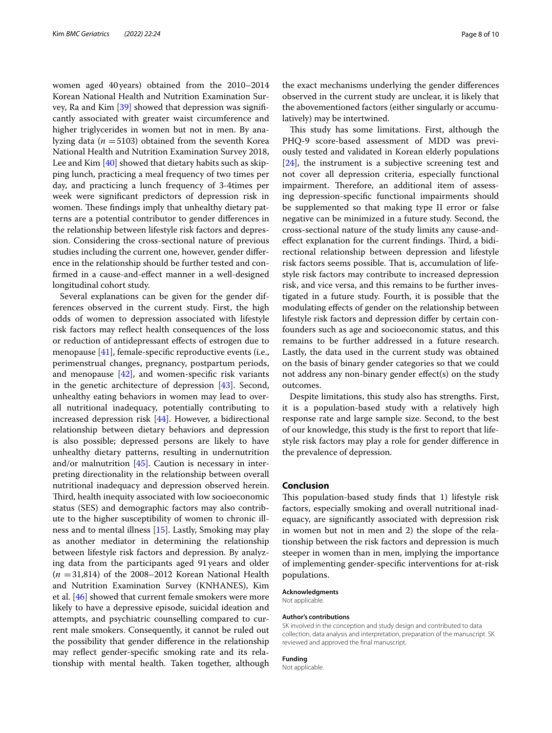women aged 40 years) obtained from the 2010–2014 Korean National Health and Nutrition Examination Survey, Ra and Kim [39] showed that depression was significantly associated with greater waist circumference and higher triglycerides in women but not in men. By analyzing data ($n$ =5103) obtained from the seventh Korea National Health and Nutrition Examination Survey 2018, Lee and Kim [40] showed that dietary habits such as skipping lunch, practicing a meal frequency of two times per day, and practicing a lunch frequency of 3-4times per week were significant predictors of depression risk in women. These findings imply that unhealthy dietary patterns are a potential contributor to gender differences in the relationship between lifestyle risk factors and depression. Considering the cross-sectional nature of previous studies including the current one, however, gender difference in the relationship should be further tested and confirmed in a cause-and-effect manner in a well-designed longitudinal cohort study.

Several explanations can be given for the gender differences observed in the current study. First, the high odds of women to depression associated with lifestyle risk factors may reflect health consequences of the loss or reduction of antidepressant effects of estrogen due to menopause [41], female-specific reproductive events (i.e., perimenstrual changes, pregnancy, postpartum periods, and menopause [42], and women-specific risk variants in the genetic architecture of depression [43]. Second, unhealthy eating behaviors in women may lead to overall nutritional inadequacy, potentially contributing to increased depression risk [44]. However, a bidirectional relationship between dietary behaviors and depression is also possible; depressed persons are likely to have unhealthy dietary patterns, resulting in undernutrition and/or malnutrition [45]. Caution is necessary in interpreting directionality in the relationship between overall nutritional inadequacy and depression observed herein. Third, health inequity associated with low socioeconomic status (SES) and demographic factors may also contribute to the higher susceptibility of women to chronic illness and to mental illness [15]. Lastly, Smoking may play as another mediator in determining the relationship between lifestyle risk factors and depression. By analyzing data from the participants aged 91 years and older ($n$ =31,814) of the 2008–2012 Korean National Health and Nutrition Examination Survey (KNHANES), Kim et al. [46] showed that current female smokers were more likely to have a depressive episode, suicidal ideation and attempts, and psychiatric counselling compared to current male smokers. Consequently, it cannot be ruled out the possibility that gender difference in the relationship may reflect gender-specific smoking rate and its relationship with mental health. Taken together, although the exact mechanisms underlying the gender differences observed in the current study are unclear, it is likely that the abovementioned factors (either singularly or accumulatively) may be intertwined.

This study has some limitations. First, although the PHQ-9 score-based assessment of MDD was previously tested and validated in Korean elderly populations [24], the instrument is a subjective screening test and not cover all depression criteria, especially functional impairment. Therefore, an additional item of assessing depression-specific functional impairments should be supplemented so that making type II error or false negative can be minimized in a future study. Second, the cross-sectional nature of the study limits any cause-and-effect explanation for the current findings. Third, a bidirectional relationship between depression and lifestyle risk factors seems possible. That is, accumulation of lifestyle risk factors may contribute to increased depression risk, and vice versa, and this remains to be further investigated in a future study. Fourth, it is possible that the modulating effects of gender on the relationship between lifestyle risk factors and depression differ by certain confounders such as age and socioeconomic status, and this remains to be further addressed in a future research. Lastly, the data used in the current study was obtained on the basis of binary gender categories so that we could not address any non-binary gender effect(s) on the study outcomes.

Despite limitations, this study also has strengths. First, it is a population-based study with a relatively high response rate and large sample size. Second, to the best of our knowledge, this study is the first to report that lifestyle risk factors may play a role for gender difference in the prevalence of depression.

## Conclusion

This population-based study finds that 1) lifestyle risk factors, especially smoking and overall nutritional inadequacy, are significantly associated with depression risk in women but not in men and 2) the slope of the relationship between the risk factors and depression is much steeper in women than in men, implying the importance of implementing gender-specific interventions for at-risk populations.

#### Acknowledgments

Not applicable.

#### Author's contributions

SK involved in the conception and study design and contributed to data collection, data analysis and interpretation, preparation of the manuscript. SK reviewed and approved the final manuscript.

#### Funding

Not applicable.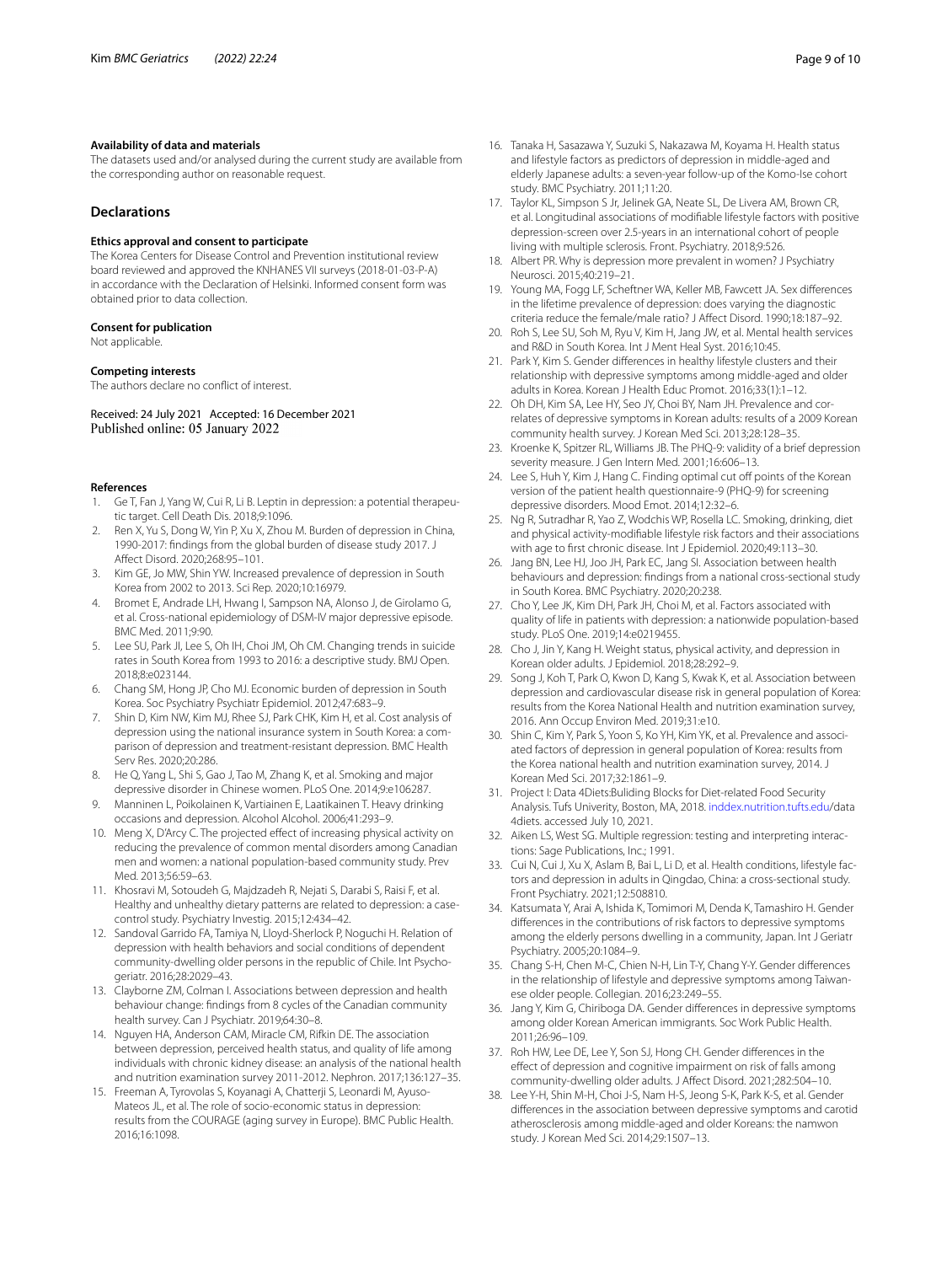#### Availability of data and materials

The datasets used and/or analysed during the current study are available from the corresponding author on reasonable request.

## Declarations

#### Ethics approval and consent to participate

The Korea Centers for Disease Control and Prevention institutional review board reviewed and approved the KNHANES VII surveys (2018-01-03-P-A) in accordance with the Declaration of Helsinki. Informed consent form was obtained prior to data collection.

#### Consent for publication

Not applicable.

#### Competing interests

The authors declare no conflict of interest.

Received: 24 July 2021 Accepted: 16 December 2021
Published online: 05 January 2022

#### References

1. Ge T, Fan J, Yang W, Cui R, Li B. Leptin in depression: a potential therapeutic target. Cell Death Dis. 2018;9:1096.
2. Ren X, Yu S, Dong W, Yin P, Xu X, Zhou M. Burden of depression in China, 1990-2017: findings from the global burden of disease study 2017. J Affect Disord. 2020;268:95–101.
3. Kim GE, Jo MW, Shin YW. Increased prevalence of depression in South Korea from 2002 to 2013. Sci Rep. 2020;10:16979.
4. Bromet E, Andrade LH, Hwang I, Sampson NA, Alonso J, de Girolamo G, et al. Cross-national epidemiology of DSM-IV major depressive episode. BMC Med. 2011;9:90.
5. Lee SU, Park JI, Lee S, Oh IH, Choi JM, Oh CM. Changing trends in suicide rates in South Korea from 1993 to 2016: a descriptive study. BMJ Open. 2018;8:e023144.
6. Chang SM, Hong JP, Cho MJ. Economic burden of depression in South Korea. Soc Psychiatry Psychiatr Epidemiol. 2012;47:683–9.
7. Shin D, Kim NW, Kim MJ, Rhee SJ, Park CHK, Kim H, et al. Cost analysis of depression using the national insurance system in South Korea: a comparison of depression and treatment-resistant depression. BMC Health Serv Res. 2020;20:286.
8. He Q, Yang L, Shi S, Gao J, Tao M, Zhang K, et al. Smoking and major depressive disorder in Chinese women. PLoS One. 2014;9:e106287.
9. Manninen L, Poikolainen K, Vartiainen E, Laatikainen T. Heavy drinking occasions and depression. Alcohol Alcohol. 2006;41:293–9.
10. Meng X, D'Arcy C. The projected effect of increasing physical activity on reducing the prevalence of common mental disorders among Canadian men and women: a national population-based community study. Prev Med. 2013;56:59–63.
11. Khosravi M, Sotoudeh G, Majdzadeh R, Nejati S, Darabi S, Raisi F, et al. Healthy and unhealthy dietary patterns are related to depression: a case-control study. Psychiatry Investig. 2015;12:434–42.
12. Sandoval Garrido FA, Tamiya N, Lloyd-Sherlock P, Noguchi H. Relation of depression with health behaviors and social conditions of dependent community-dwelling older persons in the republic of Chile. Int Psychogeriatr. 2016;28:2029–43.
13. Clayborne ZM, Colman I. Associations between depression and health behaviour change: findings from 8 cycles of the Canadian community health survey. Can J Psychiatr. 2019;64:30–8.
14. Nguyen HA, Anderson CAM, Miracle CM, Rifkin DE. The association between depression, perceived health status, and quality of life among individuals with chronic kidney disease: an analysis of the national health and nutrition examination survey 2011-2012. Nephron. 2017;136:127–35.
15. Freeman A, Tyrovolas S, Koyanagi A, Chatterji S, Leonardi M, Ayuso-Mateos JL, et al. The role of socio-economic status in depression: results from the COURAGE (aging survey in Europe). BMC Public Health. 2016;16:1098.
16. Tanaka H, Sasazawa Y, Suzuki S, Nakazawa M, Koyama H. Health status and lifestyle factors as predictors of depression in middle-aged and elderly Japanese adults: a seven-year follow-up of the Komo-Ise cohort study. BMC Psychiatry. 2011;11:20.
17. Taylor KL, Simpson S Jr, Jelinek GA, Neate SL, De Livera AM, Brown CR, et al. Longitudinal associations of modifiable lifestyle factors with positive depression-screen over 2.5-years in an international cohort of people living with multiple sclerosis. Front. Psychiatry. 2018;9:526.
18. Albert PR. Why is depression more prevalent in women? J Psychiatry Neurosci. 2015;40:219–21.
19. Young MA, Fogg LF, Scheftner WA, Keller MB, Fawcett JA. Sex differences in the lifetime prevalence of depression: does varying the diagnostic criteria reduce the female/male ratio? J Affect Disord. 1990;18:187–92.
20. Roh S, Lee SU, Soh M, Ryu V, Kim H, Jang JW, et al. Mental health services and R&D in South Korea. Int J Ment Heal Syst. 2016;10:45.
21. Park Y, Kim S. Gender differences in healthy lifestyle clusters and their relationship with depressive symptoms among middle-aged and older adults in Korea. Korean J Health Educ Promot. 2016;33(1):1–12.
22. Oh DH, Kim SA, Lee HY, Seo JY, Choi BY, Nam JH. Prevalence and correlates of depressive symptoms in Korean adults: results of a 2009 Korean community health survey. J Korean Med Sci. 2013;28:128–35.
23. Kroenke K, Spitzer RL, Williams JB. The PHQ-9: validity of a brief depression severity measure. J Gen Intern Med. 2001;16:606–13.
24. Lee S, Huh Y, Kim J, Hang C. Finding optimal cut off points of the Korean version of the patient health questionnaire-9 (PHQ-9) for screening depressive disorders. Mood Emot. 2014;12:32–6.
25. Ng R, Sutradhar R, Yao Z, Wodchis WP, Rosella LC. Smoking, drinking, diet and physical activity-modifiable lifestyle risk factors and their associations with age to first chronic disease. Int J Epidemiol. 2020;49:113–30.
26. Jang BN, Lee HJ, Joo JH, Park EC, Jang SI. Association between health behaviours and depression: findings from a national cross-sectional study in South Korea. BMC Psychiatry. 2020;20:238.
27. Cho Y, Lee JK, Kim DH, Park JH, Choi M, et al. Factors associated with quality of life in patients with depression: a nationwide population-based study. PLoS One. 2019;14:e0219455.
28. Cho J, Jin Y, Kang H. Weight status, physical activity, and depression in Korean older adults. J Epidemiol. 2018;28:292–9.
29. Song J, Koh T, Park O, Kwon D, Kang S, Kwak K, et al. Association between depression and cardiovascular disease risk in general population of Korea: results from the Korea National Health and nutrition examination survey, 2016. Ann Occup Environ Med. 2019;31:e10.
30. Shin C, Kim Y, Park S, Yoon S, Ko YH, Kim YK, et al. Prevalence and associated factors of depression in general population of Korea: results from the Korea national health and nutrition examination survey, 2014. J Korean Med Sci. 2017;32:1861–9.
31. Project I: Data 4Diets:Buliding Blocks for Diet-related Food Security Analysis. Tufs Univerity, Boston, MA, 2018. inddex.nutrition.tufts.edu/data4diets. accessed July 10, 2021.
32. Aiken LS, West SG. Multiple regression: testing and interpreting interactions: Sage Publications, Inc.; 1991.
33. Cui N, Cui J, Xu X, Aslam B, Bai L, Li D, et al. Health conditions, lifestyle factors and depression in adults in Qingdao, China: a cross-sectional study. Front Psychiatry. 2021;12:508810.
34. Katsumata Y, Arai A, Ishida K, Tomimori M, Denda K, Tamashiro H. Gender differences in the contributions of risk factors to depressive symptoms among the elderly persons dwelling in a community, Japan. Int J Geriatr Psychiatry. 2005;20:1084–9.
35. Chang S-H, Chen M-C, Chien N-H, Lin T-Y, Chang Y-Y. Gender differences in the relationship of lifestyle and depressive symptoms among Taiwanese older people. Collegian. 2016;23:249–55.
36. Jang Y, Kim G, Chiriboga DA. Gender differences in depressive symptoms among older Korean American immigrants. Soc Work Public Health. 2011;26:96–109.
37. Roh HW, Lee DE, Lee Y, Son SJ, Hong CH. Gender differences in the effect of depression and cognitive impairment on risk of falls among community-dwelling older adults. J Affect Disord. 2021;282:504–10.
38. Lee Y-H, Shin M-H, Choi J-S, Nam H-S, Jeong S-K, Park K-S, et al. Gender differences in the association between depressive symptoms and carotid atherosclerosis among middle-aged and older Koreans: the namwon study. J Korean Med Sci. 2014;29:1507–13.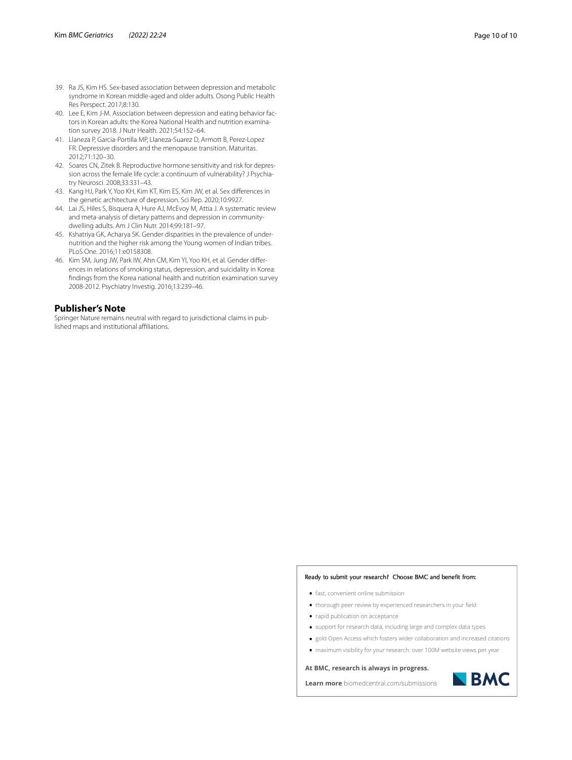39. Ra JS, Kim HS. Sex-based association between depression and metabolic syndrome in Korean middle-aged and older adults. Osong Public Health Res Perspect. 2017;8:130.
40. Lee E, Kim J-M. Association between depression and eating behavior factors in Korean adults: the Korea National Health and nutrition examination survey 2018. J Nutr Health. 2021;54:152–64.
41. Llaneza P, Garcia-Portilla MP, Llaneza-Suarez D, Armott B, Perez-Lopez FR. Depressive disorders and the menopause transition. Maturitas. 2012;71:120–30.
42. Soares CN, Zitek B. Reproductive hormone sensitivity and risk for depression across the female life cycle: a continuum of vulnerability? J Psychiatry Neurosci. 2008;33:331–43.
43. Kang HJ, Park Y, Yoo KH, Kim KT, Kim ES, Kim JW, et al. Sex differences in the genetic architecture of depression. Sci Rep. 2020;10:9927.
44. Lai JS, Hiles S, Bisquera A, Hure AJ, McEvoy M, Attia J. A systematic review and meta-analysis of dietary patterns and depression in community-dwelling adults. Am J Clin Nutr. 2014;99:181–97.
45. Kshatriya GK, Acharya SK. Gender disparities in the prevalence of undernutrition and the higher risk among the Young women of Indian tribes. PLoS One. 2016;11:e0158308.
46. Kim SM, Jung JW, Park IW, Ahn CM, Kim YI, Yoo KH, et al. Gender differences in relations of smoking status, depression, and suicidality in Korea: findings from the Korea national health and nutrition examination survey 2008-2012. Psychiatry Investig. 2016;13:239–46.

## Publisher's Note

Springer Nature remains neutral with regard to jurisdictional claims in published maps and institutional affiliations.

Ready to submit your research? Choose BMC and benefit from:

- fast, convenient online submission
- thorough peer review by experienced researchers in your field
- rapid publication on acceptance
- support for research data, including large and complex data types
- gold Open Access which fosters wider collaboration and increased citations
- maximum visibility for your research: over 100M website views per year

**At BMC, research is always in progress.**

**Learn more** biomedcentral.com/submissions

BMC